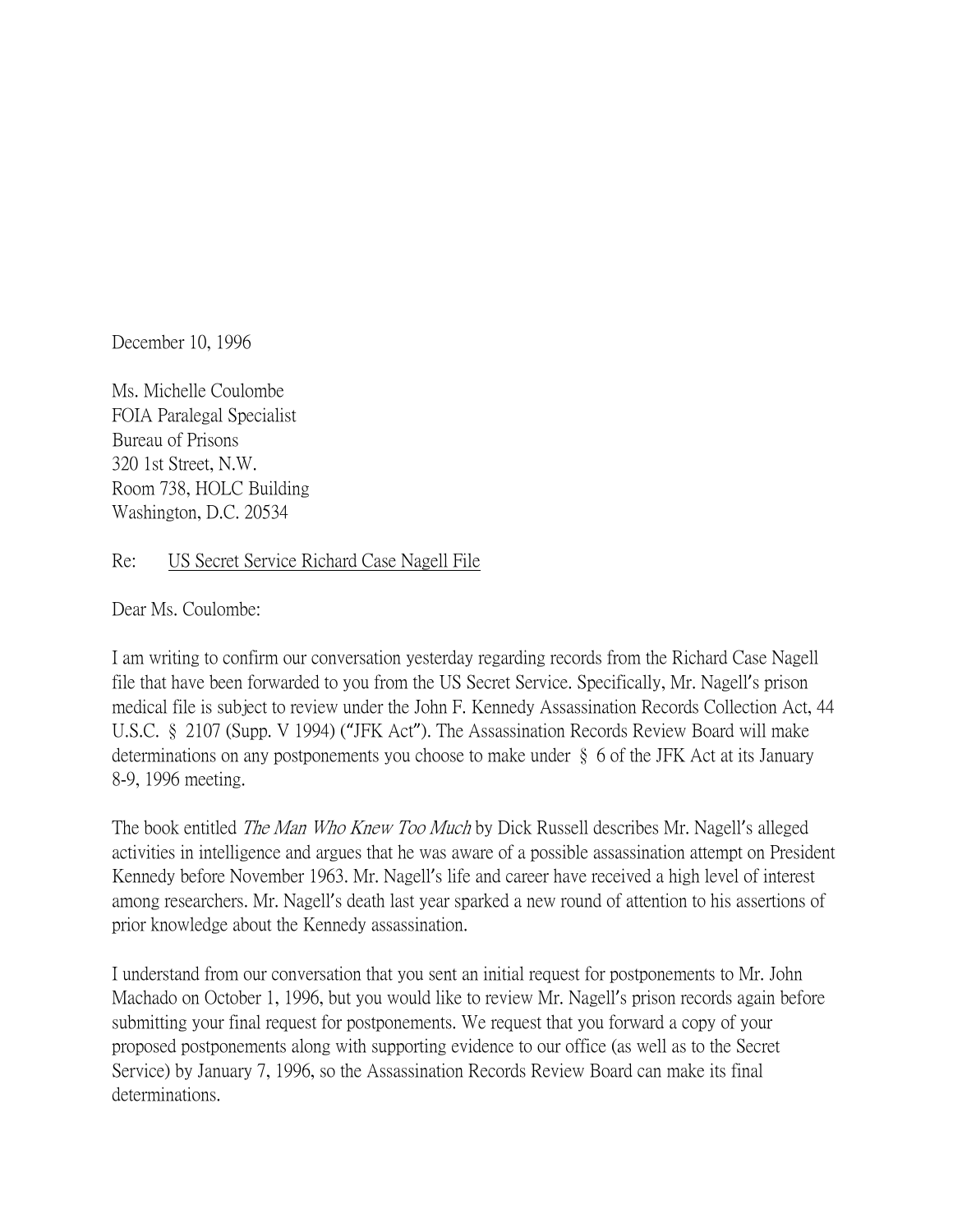December 10, 1996

Ms. Michelle Coulombe
FOIA Paralegal Specialist
Bureau of Prisons
320 1st Street, N.W.
Room 738, HOLC Building
Washington, D.C. 20534

Re: US Secret Service Richard Case Nagell File

Dear Ms. Coulombe:

I am writing to confirm our conversation yesterday regarding records from the Richard Case Nagell file that have been forwarded to you from the US Secret Service. Specifically, Mr. Nagell's prison medical file is subject to review under the John F. Kennedy Assassination Records Collection Act, 44 U.S.C. § 2107 (Supp. V 1994) ("JFK Act"). The Assassination Records Review Board will make determinations on any postponements you choose to make under § 6 of the JFK Act at its January 8-9, 1996 meeting.

The book entitled *The Man Who Knew Too Much* by Dick Russell describes Mr. Nagell's alleged activities in intelligence and argues that he was aware of a possible assassination attempt on President Kennedy before November 1963. Mr. Nagell's life and career have received a high level of interest among researchers. Mr. Nagell's death last year sparked a new round of attention to his assertions of prior knowledge about the Kennedy assassination.

I understand from our conversation that you sent an initial request for postponements to Mr. John Machado on October 1, 1996, but you would like to review Mr. Nagell's prison records again before submitting your final request for postponements. We request that you forward a copy of your proposed postponements along with supporting evidence to our office (as well as to the Secret Service) by January 7, 1996, so the Assassination Records Review Board can make its final determinations.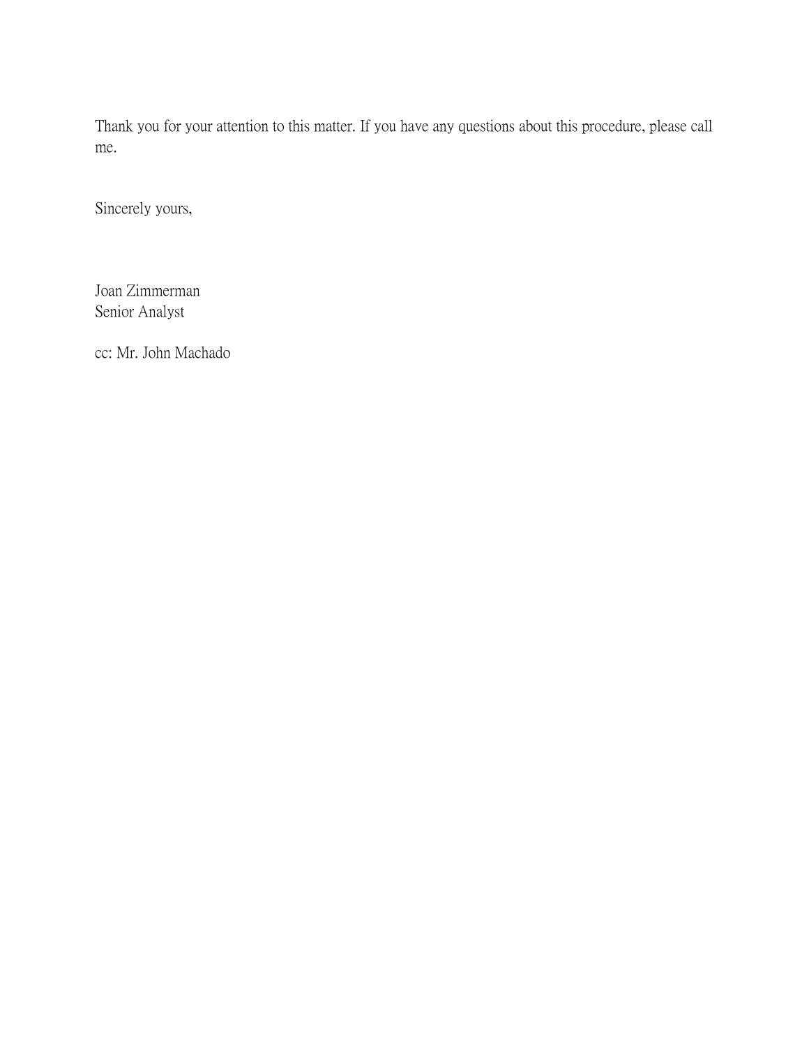Thank you for your attention to this matter. If you have any questions about this procedure, please call me.

Sincerely yours,

Joan Zimmerman
Senior Analyst

cc: Mr. John Machado